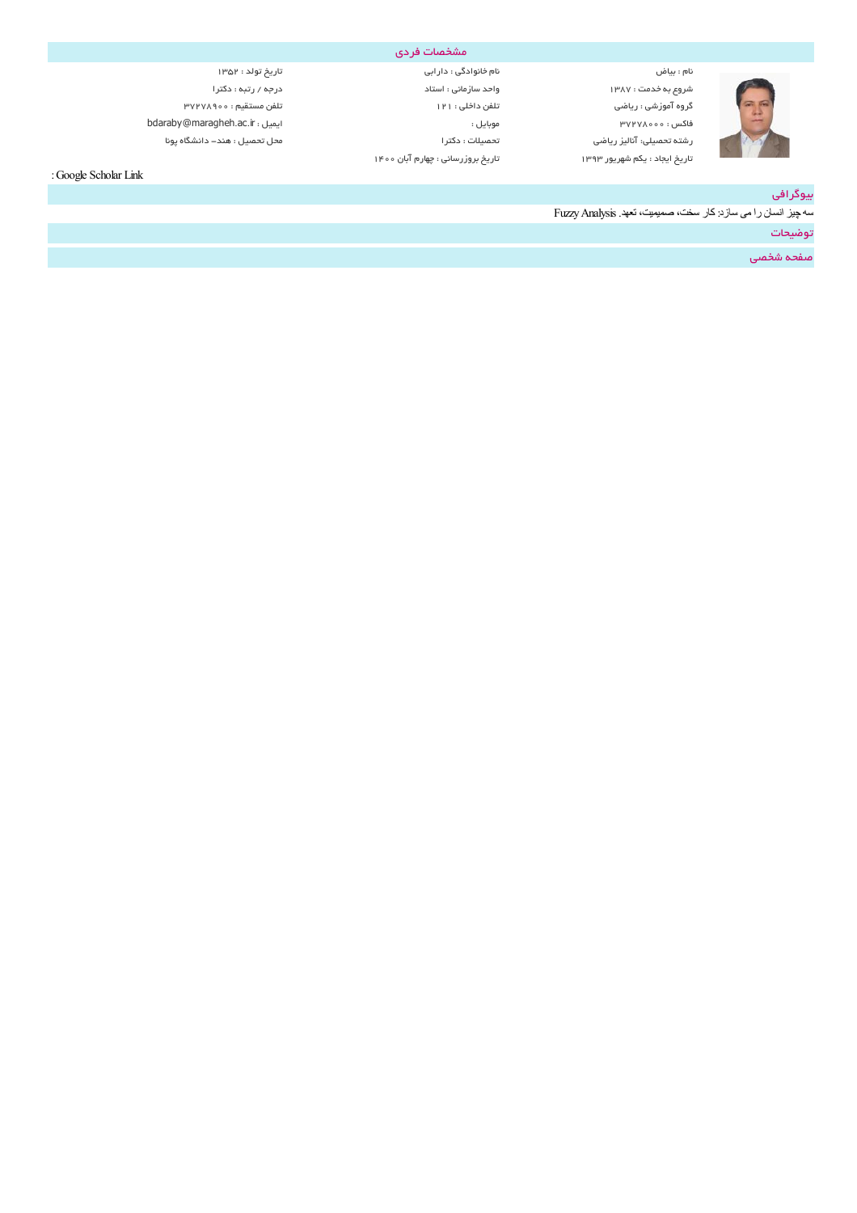## مشخصات فردی

| | | |
|---|---|---|
| نام : بیاض | نام خانوادگی : دارابی | تاریخ تولد : ۱۳۵۲ |
| شروع به خدمت : ۱۳۸۷ | واحد سازمانی : استاد | درجه / رتبه : دکترا |
| گروه آموزشی : ریاضی | تلفن داخلی : ۱۲۱ | تلفن مستقیم : ۳۷۲۷۸۹۰۰ |
| فاکس : ۳۷۲۷۸۰۰۰ | موبایل : | ایمیل : bdaraby@maragheh.ac.ir |
| رشته تحصیلی: آنالیز ریاضی | تحصیلات : دکترا | محل تحصیل : هند– دانشگاه پونا |
| تاریخ ایجاد : یکم شهریور ۱۳۹۳ | تاریخ بروزرسانی : چهارم آبان ۱۴۰۰ | |

Google Scholar Link :

## بیوگرافی

سه چیز انسان را می سازد: کار سخت، صمیمیت، تعهد. Fuzzy Analysis

## توضیحات

## صفحه شخصی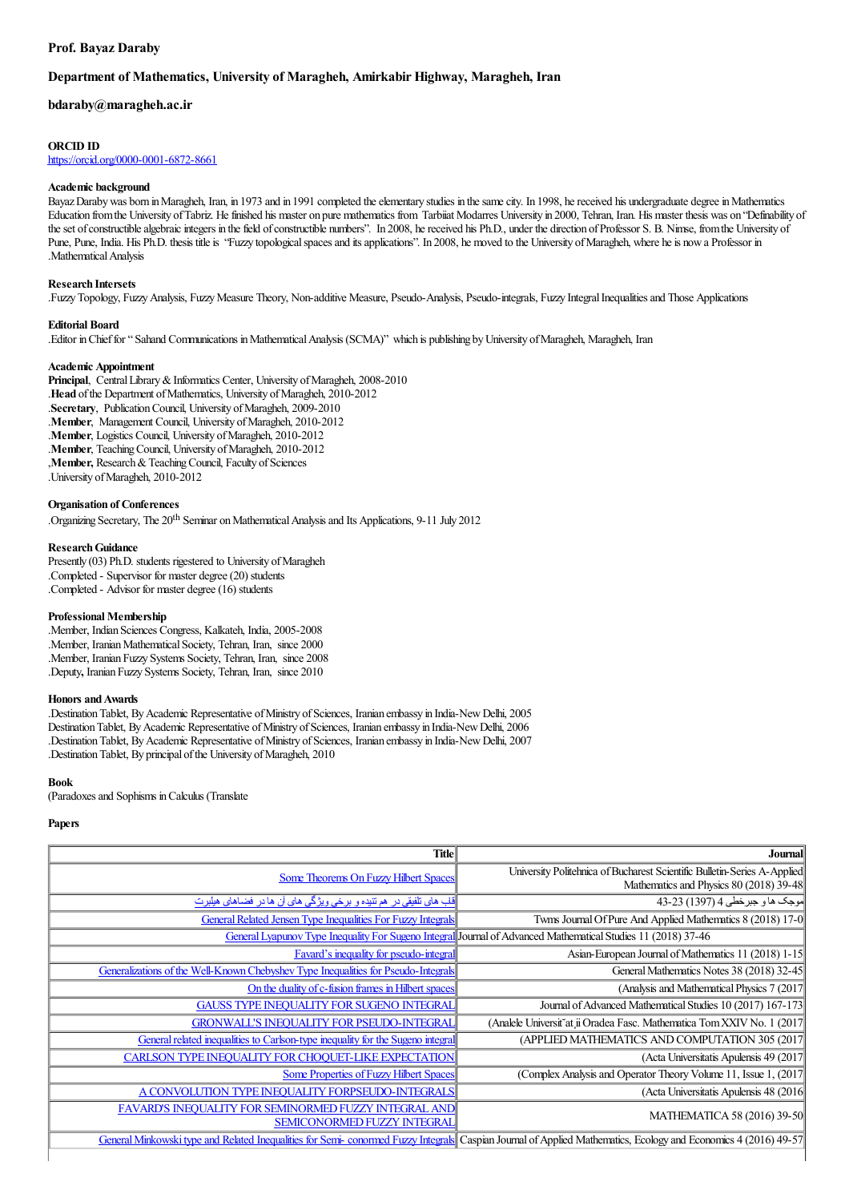**Prof. Bayaz Daraby**

**Department of Mathematics, University of Maragheh, Amirkabir Highway, Maragheh, Iran**

**bdaraby@maragheh.ac.ir**

**ORCID ID**
https://orcid.org/0000-0001-6872-8661

**Academic background**
Bayaz Daraby was born in Maragheh, Iran, in 1973 and in 1991 completed the elementary studies in the same city. In 1998, he received his undergraduate degree in Mathematics Education from the University of Tabriz. He finished his master on pure mathematics from Tarbiat Modarres University in 2000, Tehran, Iran. His master thesis was on "Definability of the set of constructible algebraic integers in the field of constructible numbers". In 2008, he received his Ph.D., under the direction of Professor S. B. Nimse, from the University of Pune, Pune, India. His Ph.D. thesis title is "Fuzzy topological spaces and its applications". In 2008, he moved to the University of Maragheh, where he is now a Professor in Mathematical Analysis.

**Research Intersets**
.Fuzzy Topology, Fuzzy Analysis, Fuzzy Measure Theory, Non-additive Measure, Pseudo-Analysis, Pseudo-integrals, Fuzzy Integral Inequalities and Those Applications

**Editorial Board**
.Editor in Chief for " Sahand Communications in Mathematical Analysis (SCMA)" which is publishing by University of Maragheh, Maragheh, Iran

**Academic Appointment**
**Principal**, Central Library & Informatics Center, University of Maragheh, 2008-2010
.**Head** of the Department of Mathematics, University of Maragheh, 2010-2012
.**Secretary**, Publication Council, University of Maragheh, 2009-2010
.**Member**, Management Council, University of Maragheh, 2010-2012
.**Member**, Logistics Council, University of Maragheh, 2010-2012
.**Member**, Teaching Council, University of Maragheh, 2010-2012
,**Member,** Research & Teaching Council, Faculty of Sciences
.University of Maragheh, 2010-2012

**Organisation of Conferences**
.Organizing Secretary, The 20th Seminar on Mathematical Analysis and Its Applications, 9-11 July 2012

**Research Guidance**
Presently (03) Ph.D. students rigestered to University of Maragheh
.Completed - Supervisor for master degree (20) students
.Completed - Advisor for master degree (16) students

**Professional Membership**
.Member, Indian Sciences Congress, Kalkateh, India, 2005-2008
.Member, Iranian Mathematical Society, Tehran, Iran, since 2000
.Member, Iranian Fuzzy Systems Society, Tehran, Iran, since 2008
.Deputy**,** Iranian Fuzzy Systems Society, Tehran, Iran, since 2010

**Honors and Awards**
.Destination Tablet, By Academic Representative of Ministry of Sciences, Iranian embassy in India-New Delhi, 2005
Destination Tablet, By Academic Representative of Ministry of Sciences, Iranian embassy in India-New Delhi, 2006
.Destination Tablet, By Academic Representative of Ministry of Sciences, Iranian embassy in India-New Delhi, 2007
.Destination Tablet, By principal of the University of Maragheh, 2010

**Book**
(Paradoxes and Sophisms in Calculus (Translate

**Papers**

| Title | Journal |
|---|---|
| Some Theorems On Fuzzy Hilbert Spaces | University Politehnica of Bucharest Scientific Bulletin-Series A-Applied Mathematics and Physics 80 (2018) 39-48 |
| قاب های تلفیقی در هم تنیده و برخی ویژگی های آن ها در فضاهای هیلبرت | موجک ها و جبرخطی 4 (1397) 23-43 |
| General Related Jensen Type Inequalities For Fuzzy Integrals | Twms Journal Of Pure And Applied Mathematics 8 (2018) 17-0 |
| General Lyapunov Type Inequality For Sugeno Integral | Journal of Advanced Mathematical Studies 11 (2018) 37-46 |
| Favard's inequality for pseudo-integral | Asian-European Journal of Mathematics 11 (2018) 1-15 |
| Generalizations of the Well-Known Chebyshev Type Inequalities For Pseudo-Integrals | General Mathematics Notes 38 (2018) 32-45 |
| On the duality of c-fusion frames in Hilbert spaces | (Analysis and Mathematical Physics 7 (2017 |
| GAUSS TYPE INEQUALITY FOR SUGENO INTEGRAL | Journal of Advanced Mathematical Studies 10 (2017) 167-173 |
| GRONWALL'S INEQUALITY FOR PSEUDO-INTEGRAL | (Analele Universit˘at¸ii Oradea Fasc. Mathematica Tom XXIV No. 1 (2017 |
| General related inequalities to Carlson-type inequality for the Sugeno integral | (APPLIED MATHEMATICS AND COMPUTATION 305 (2017 |
| CARLSON TYPE INEQUALITY FOR CHOQUET-LIKE EXPECTATION | (Acta Universitatis Apulensis 49 (2017 |
| Some Properties of Fuzzy Hilbert Spaces | (Complex Analysis and Operator Theory Volume 11, Issue 1, (2017 |
| A CONVOLUTION TYPE INEQUALITY FORPSEUDO-INTEGRALS | (Acta Universitatis Apulensis 48 (2016 |
| FAVARD'S INEQUALITY FOR SEMINORMED FUZZY INTEGRAL AND SEMICONORMED FUZZY INTEGRAL | MATHEMATICA 58 (2016) 39-50 |
| General Minkowski type and Related Inequalities for Semi- conormed Fuzzy Integrals | Caspian Journal of Applied Mathematics, Ecology and Economics 4 (2016) 49-57 |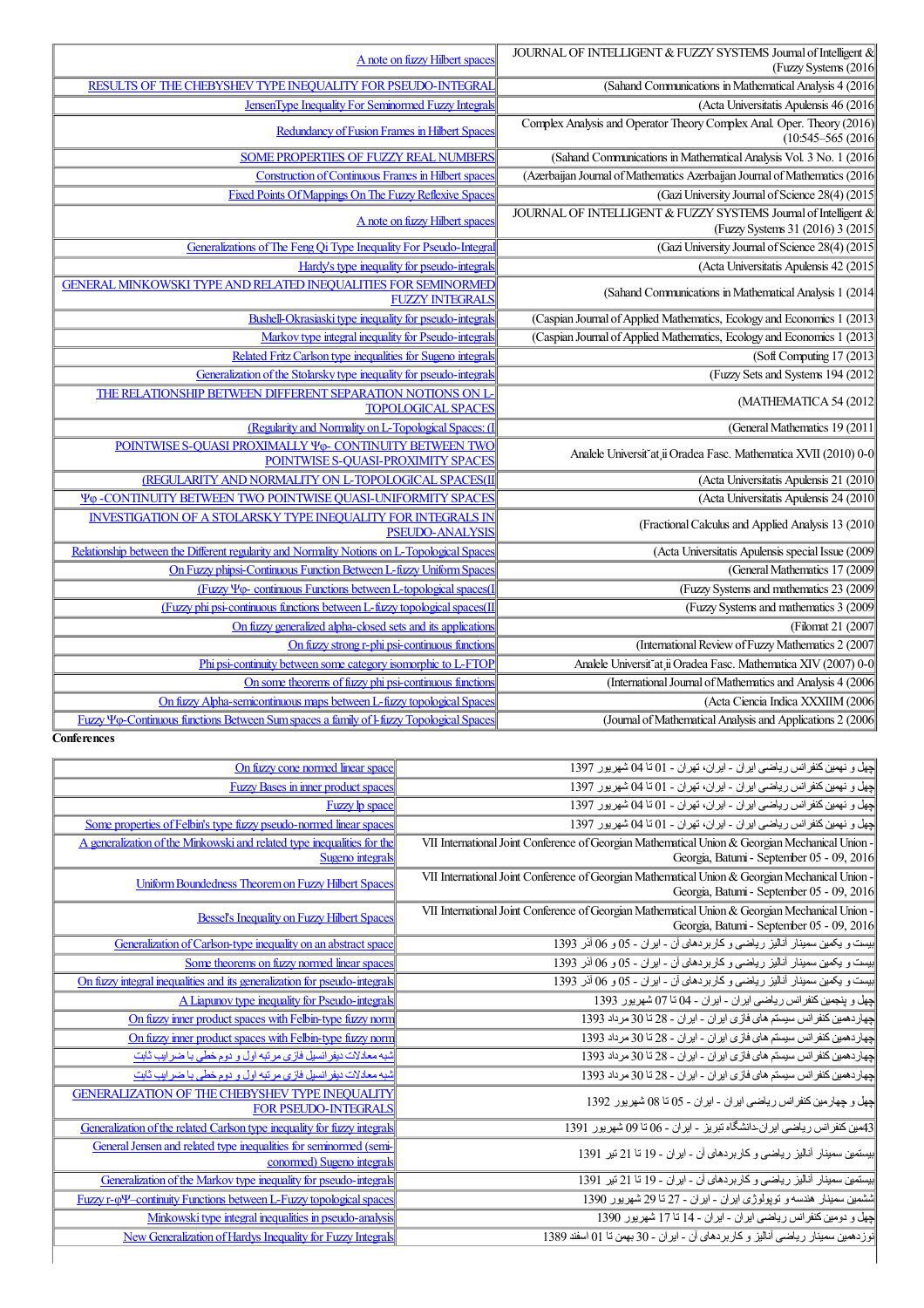| | |
|---|---|
| A note on fuzzy Hilbert spaces | JOURNAL OF INTELLIGENT & FUZZY SYSTEMS Journal of Intelligent & (Fuzzy Systems (2016 |
| RESULTS OF THE CHEBYSHEV TYPE INEQUALITY FOR PSEUDO-INTEGRAL | (Sahand Communications in Mathematical Analysis 4 (2016 |
| JensenType Inequality For Seminormed Fuzzy Integrals | (Acta Universitatis Apulensis 46 (2016 |
| Redundancy of Fusion Frames in Hilbert Spaces | Complex Analysis and Operator Theory Complex Anal. Oper. Theory (2016) (10:545–565 (2016 |
| SOME PROPERTIES OF FUZZY REAL NUMBERS | (Sahand Communications in Mathematical Analysis Vol. 3 No. 1 (2016 |
| Construction of Continuous Frames in Hilbert spaces | (Azerbaijan Journal of Mathematics Azerbaijan Journal of Mathematics (2016 |
| Fixed Points Of Mappings On The Fuzzy Reflexive Spaces | (Gazi University Journal of Science 28(4) (2015 |
| A note on fuzzy Hilbert spaces | JOURNAL OF INTELLIGENT & FUZZY SYSTEMS Journal of Intelligent & (Fuzzy Systems 31 (2016) 3 (2015 |
| Generalizations of The Feng Qi Type Inequality For Pseudo-Integral | (Gazi University Journal of Science 28(4) (2015 |
| Hardy's type inequality for pseudo-integrals | (Acta Universitatis Apulensis 42 (2015 |
| GENERAL MINKOWSKI TYPE AND RELATED INEQUALITIES FOR SEMINORMED FUZZY INTEGRALS | (Sahand Communications in Mathematical Analysis 1 (2014 |
| Bushell-Okrasiaski type inequality for pseudo-integrals | (Caspian Journal of Applied Mathematics, Ecology and Economics 1 (2013 |
| Markov type integral inequality for Pseudo-integrals | (Caspian Journal of Applied Mathematics, Ecology and Economics 1 (2013 |
| Related Fritz Carlson type inequalities for Sugeno integrals | (Soft Computing 17 (2013 |
| Generalization of the Stolarsky type inequality for pseudo-integrals | (Fuzzy Sets and Systems 194 (2012 |
| THE RELATIONSHIP BETWEEN DIFFERENT SEPARATION NOTIONS ON L-TOPOLOGICAL SPACES | (MATHEMATICA 54 (2012 |
| (Regularity and Normality on L-Topological Spaces: (I | (General Mathematics 19 (2011 |
| POINTWISE S-QUASI PROXIMALLY Ψφ- CONTINUITY BETWEEN TWO POINTWISE S-QUASI-PROXIMITY SPACES | Analele Universit˘at¸ii Oradea Fasc. Mathematica XVII (2010) 0-0 |
| (REGULARITY AND NORMALITY ON L-TOPOLOGICAL SPACES(II | (Acta Universitatis Apulensis 21 (2010 |
| Ψφ -CONTINUITY BETWEEN TWO POINTWISE QUASI-UNIFORMITY SPACES | (Acta Universitatis Apulensis 24 (2010 |
| INVESTIGATION OF A STOLARSKY TYPE INEQUALITY FOR INTEGRALS IN PSEUDO-ANALYSIS | (Fractional Calculus and Applied Analysis 13 (2010 |
| Relationship between the Different regularity and Normality Notions on L-Topological Spaces | (Acta Universitatis Apulensis special Issue (2009 |
| On Fuzzy phipsi-Continuous Function Between L-fuzzy Uniform Spaces | (General Mathematics 17 (2009 |
| (Fuzzy Ψφ- continuous Functions between L-topological spaces(I | (Fuzzy Systems and mathematics 23 (2009 |
| (Fuzzy phi psi-continuous functions between L-fuzzy topological spaces(II | (Fuzzy Systems and mathematics 3 (2009 |
| On fuzzy generalized alpha-closed sets and its applications | (Filomat 21 (2007 |
| On fuzzy strong r-phi psi-continuous functions | (International Review of Fuzzy Mathematics 2 (2007 |
| Phi psi-continuity between some category isomorphic to L-FTOP | Analele Universit˘at¸ii Oradea Fasc. Mathematica XIV (2007) 0-0 |
| On some theorems of fuzzy phi psi-continuous functions | (International Journal of Mathematics and Analysis 4 (2006 |
| On fuzzy Alpha-semicontinuous maps between L-fuzzy topological Spaces | (Acta Ciencia Indica XXXIIM (2006 |
| Fuzzy Ψφ-Continuous functions Between Sum spaces a family of l-fuzzy Topological Spaces | (Journal of Mathematical Analysis and Applications 2 (2006 |

**Conferences**

| | |
|---|---|
| On fuzzy cone normed linear space | چهل و نهمین کنفرانس ریاضی ایران - ایران، تهران - 01 تا 04 شهریور 1397 |
| Fuzzy Bases in inner product spaces | چهل و نهمین کنفرانس ریاضی ایران - ایران، تهران - 01 تا 04 شهریور 1397 |
| Fuzzy lp space | چهل و نهمین کنفرانس ریاضی ایران - ایران، تهران - 01 تا 04 شهریور 1397 |
| Some properties of Felbin's type fuzzy pseudo-normed linear spaces | چهل و نهمین کنفرانس ریاضی ایران - ایران، تهران - 01 تا 04 شهریور 1397 |
| A generalization of the Minkowski and related type inequalities for the Sugeno integrals | VII International Joint Conference of Georgian Mathematical Union & Georgian Mechanical Union - Georgia, Batumi - September 05 - 09, 2016 |
| Uniform Boundedness Theorem on Fuzzy Hilbert Spaces | VII International Joint Conference of Georgian Mathematical Union & Georgian Mechanical Union - Georgia, Batumi - September 05 - 09, 2016 |
| Bessel's Inequality on Fuzzy Hilbert Spaces | VII International Joint Conference of Georgian Mathematical Union & Georgian Mechanical Union - Georgia, Batumi - September 05 - 09, 2016 |
| Generalization of Carlson-type inequality on an abstract space | بیست و یکمین سمینار آنالیز ریاضی و کاربردهای آن - ایران - 05 و 06 آذر 1393 |
| Some theorems on fuzzy normed linear spaces | بیست و یکمین سمینار آنالیز ریاضی و کاربردهای آن - ایران - 05 و 06 آذر 1393 |
| On fuzzy integral inequalities and its generalization for pseudo-integrals | بیست و یکمین سمینار آنالیز ریاضی و کاربردهای آن - ایران - 05 و 06 آذر 1393 |
| A Liapunov type inequality for Pseudo-integrals | چهل و پنجمین کنفرانس ریاضی ایران - ایران - 04 تا 07 شهریور 1393 |
| On fuzzy inner product spaces with Felbin-type fuzzy norm | چهاردهمین کنفرانس سیستم های فازی ایران - ایران - 28 تا 30 مرداد 1393 |
| On fuzzy inner product spaces with Felbin-type fuzzy norm | چهاردهمین کنفرانس سیستم های فازی ایران - ایران - 28 تا 30 مرداد 1393 |
| شبه معادلات دیفرانسیل فازی مرتبه اول و دوم خطی با ضرایب ثابت | چهاردهمین کنفرانس سیستم های فازی ایران - ایران - 28 تا 30 مرداد 1393 |
| شبه معادلات دیفرانسیل فازی مرتبه اول و دوم خطی با ضرایب ثابت | چهاردهمین کنفرانس سیستم های فازی ایران - ایران - 28 تا 30 مرداد 1393 |
| GENERALIZATION OF THE CHEBYSHEV TYPE INEQUALITY FOR PSEUDO-INTEGRALS | چهل و چهارمین کنفرانس ریاضی ایران - ایران - 05 تا 08 شهریور 1392 |
| Generalization of the related Carlson type inequality for fuzzy integrals | 43مین کنفرانس ریاضی ایران-دانشگاه تبریز - ایران - 06 تا 09 شهریور 1391 |
| General Jensen and related type inequalities for seminormed (semi-conormed) Sugeno integrals | بیستمین سمینار آنالیز ریاضی و کاربردهای آن - ایران - 19 تا 21 تیر 1391 |
| Generalization of the Markov type inequality for pseudo-integrals | بیستمین سمینار آنالیز ریاضی و کاربردهای آن - ایران - 19 تا 21 تیر 1391 |
| Fuzzy r-φΨ–continuity Functions between L-Fuzzy topological spaces | ششمین سمینار هندسه و توپولوژی ایران - ایران - 27 تا 29 شهریور 1390 |
| Minkowski type integral inequalities in pseudo-analysis | چهل و دومین کنفرانس ریاضی ایران - ایران - 14 تا 17 شهریور 1390 |
| New Generalization of Hardys Inequality for Fuzzy Integrals | نوزدهمین سمینار ریاضی آنالیز و کاربردهای آن - ایران - 30 بهمن تا 01 اسفند 1389 |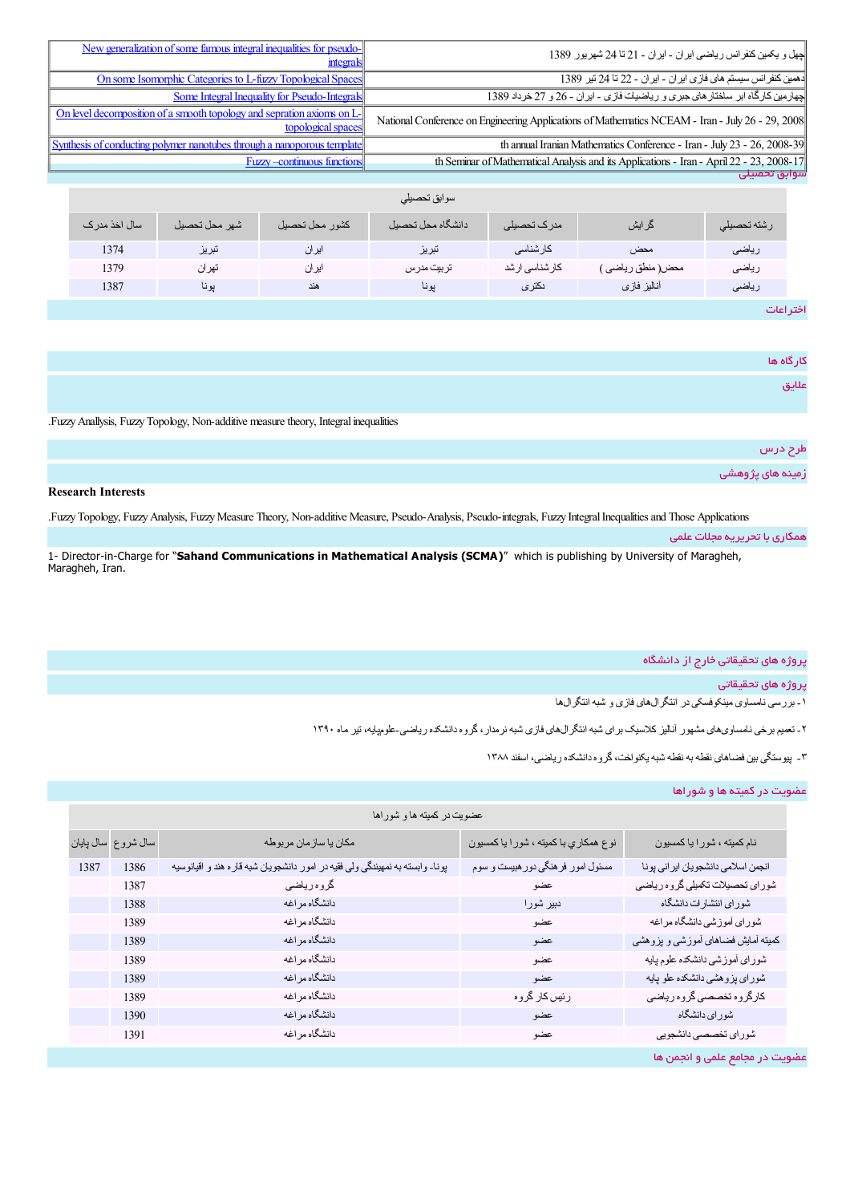| New generalization of some famous integral inequalities for pseudo-integrals | چهل و یکمین کنفرانس ریاضی ایران - ایران - 21 تا 24 شهریور 1389 |
|---|---|
| On some Isomorphic Categories to L-fuzzy Topological Spaces | دهمین کنفرانس سیستم های فازی ایران - ایران - 22 تا 24 تیر 1389 |
| Some Integral Inequality for Pseudo-Integrals | چهارمین کارگاه ابر ساختارهای جبری و ریاضیات فازی - ایران - 26 و 27 خرداد 1389 |
| On level decomposition of a smooth topology and sepration axioms on L-topological spaces | National Conference on Engineering Applications of Mathematics NCEAM - Iran - July 26 - 29, 2008 |
| Synthesis of conducting polymer nanotubes through a nanoporous template | th annual Iranian Mathematics Conference - Iran - July 23 - 26, 2008-39 |
| Fuzzy –continuous functions | th Seminar of Mathematical Analysis and its Applications - Iran - April 22 - 23, 2008-17 |

## سوابق تحصیلی

| سوابق تحصيلي | | | | | | |
|---|---|---|---|---|---|---|
| رشته تحصیلی | گرایش | مدرک تحصیلی | دانشگاه محل تحصیل | کشور محل تحصیل | شهر محل تحصیل | سال اخذ مدرک |
| ریاضی | محض | کارشناسی | تبریز | ایران | تبریز | 1374 |
| ریاضی | محض( منطق ریاضی ) | کارشناسی ارشد | تربیت مدرس | ایران | تهران | 1379 |
| ریاضی | آنالیز فازی | دکتری | پونا | هند | پونا | 1387 |

## اختراعات

## کارگاه ها

## علایق

.Fuzzy Anallysis, Fuzzy Topology, Non-additive measure theory, Integral inequalities

## طرح درس

## زمینه های پژوهشی

**Research Interests**

.Fuzzy Topology, Fuzzy Analysis, Fuzzy Measure Theory, Non-additive Measure, Pseudo-Analysis, Pseudo-integrals, Fuzzy Integral Inequalities and Those Applications

## همکاری با تحریریه مجلات علمی

1- Director-in-Charge for “**Sahand Communications in Mathematical Analysis (SCMA)**” which is publishing by University of Maragheh, Maragheh, Iran.

## پروژه های تحقیقاتی خارج از دانشگاه

## پروژه های تحقیقاتی

۱- بررسی نامساوی مینکوفسکی در انتگرال‌های فازی و شبه انتگرال‌ها

۲- تعمیم برخی نامساوی‌های مشهور آنالیز کلاسیک برای شبه انتگرال‌های فازی شبه نرمدار، گروه دانشکده ریاضی-علوم‌پایه، تیر ماه ۱۳۹۰

۳- پیوستگی بین فضاهای نقطه به نقطه شبه یکنواخت، گروه دانشکده ریاضی، اسفند ۱۳۸۸

## عضویت در کمیته ها و شوراها

| عضویت در کمیته ها و شوراها | | | | |
|---|---|---|---|---|
| نام کمیته ، شورا یا کمسیون | نوع همکاري با کمیته ، شورا یا کمسیون | مکان یا سازمان مربوطه | سال شروع | سال پایان |
| انجمن اسلامی دانشجویان ایرانی پونا | مسئول امور فرهنگی دورهبیست و سوم | پونا- وابسته به نمپندگی ولی فقیه در امور دانشجویان شبه قاره هند و اقیانوسیه | 1386 | 1387 |
| شورای تحصیلات تکمیلی گروه ریاضی | عضو | گروه ریاضی | 1387 | |
| شورای انتشارات دانشگاه | دبیر شورا | دانشگاه مراغه | 1388 | |
| شورای آموزشی دانشگاه مراغه | عضو | دانشگاه مراغه | 1389 | |
| کمیته آمایش فضاهای آموزشی و پژوهشی | عضو | دانشگاه مراغه | 1389 | |
| شورای آموزشی دانشکده علوم پایه | عضو | دانشگاه مراغه | 1389 | |
| شورای پژوهشی دانشکده علو پایه | عضو | دانشگاه مراغه | 1389 | |
| کارگروه تخصصی گروه ریاضی | رئیس کار گروه | دانشگاه مراغه | 1389 | |
| شورای دانشگاه | عضو | دانشگاه مراغه | 1390 | |
| شورای تخصصی دانشجویی | عضو | دانشگاه مراغه | 1391 | |

## عضویت در مجامع علمی و انجمن ها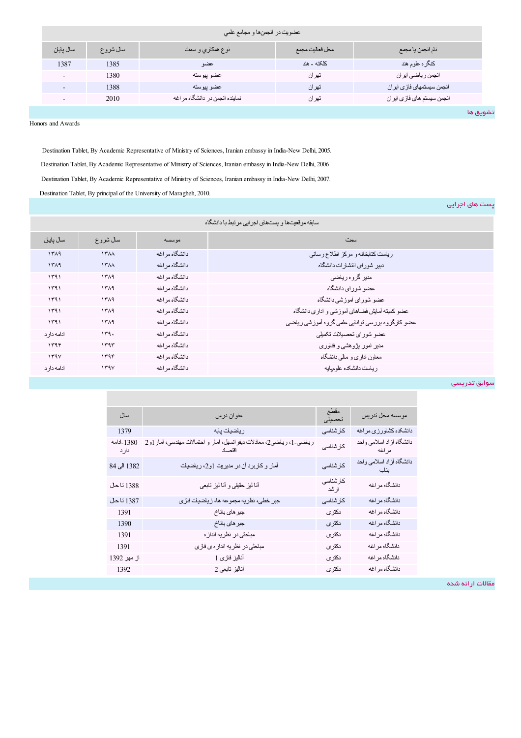| نام انجمن یا مجمع | محل فعالیت مجمع | نوع همکاري و سمت | سال شروع | سال پایان |
|---|---|---|---|---|
| عضويت در انجمن‌ها و مجامع علمي | | | | |
| کنگره علوم هند | کلکته - هند | عضو | 1385 | 1387 |
| انجمن ریاضی ایران | تهران | عضو پیوسته | 1380 | - |
| انجمن سیستمهای فازی ایران | تهران | عضو پیوسته | 1388 | - |
| انجمن سیستم های فازی ایران | تهران | نماینده انجمن در دانشگاه مراغه | 2010 | - |

## تشویق ها

Honors and Awards

Destination Tablet, By Academic Representative of Ministry of Sciences, Iranian embassy in India-New Delhi, 2005.

Destination Tablet, By Academic Representative of Ministry of Sciences, Iranian embassy in India-New Delhi, 2006

Destination Tablet, By Academic Representative of Ministry of Sciences, Iranian embassy in India-New Delhi, 2007.

Destination Tablet, By principal of the University of Maragheh, 2010.

## پست های اجرایی

| سمت | موسسه | سال شروع | سال پایان |
|---|---|---|---|
| سابقه موقعیت‌ها و پست‌های اجرایی مرتبط با دانشگاه | | | |
| ریاست کتابخانه و مرکز اطلاع رسانی | دانشگاه مراغه | ۱۳۸۸ | ۱۳۸۹ |
| دبیر شورای انتشارات دانشگاه | دانشگاه مراغه | ۱۳۸۸ | ۱۳۸۹ |
| مدیر گروه ریاضی | دانشگاه مراغه | ۱۳۸۹ | ۱۳۹۱ |
| عضو شورای دانشگاه | دانشگاه مراغه | ۱۳۸۹ | ۱۳۹۱ |
| عضو شورای آموزشی دانشگاه | دانشگاه مراغه | ۱۳۸۹ | ۱۳۹۱ |
| عضو کمیته آمایش فضاهای آموزشی و اداری دانشگاه | دانشگاه مراغه | ۱۳۸۹ | ۱۳۹۱ |
| عضو کارگروه بررسی توانایی علمی گروه آموزشی ریاضی | دانشگاه مراغه | ۱۳۸۹ | ۱۳۹۱ |
| عضو شورای تحصیلات تکمیلی | دانشگاه مراغه | ۱۳۹۰ | ادامه دارد |
| مدیر امور پژوهشی و فناوری | دانشگاه مراغه | ۱۳۹۳ | ۱۳۹۴ |
| معاون اداری و مالی دانشگاه | دانشگاه مراغه | ۱۳۹۴ | ۱۳۹۷ |
| ریاست دانشکده علوم‌پایه | دانشگاه مراغه | ۱۳۹۷ | ادامه دارد |

## سوابق تدریسی

| موسسه محل تدریس | مقطع تحصیلی | عنوان درس | سال |
|---|---|---|---|
| دانشکده کشاورزی مراغه | کارشناسی | ریاضیات پایه | 1379 |
| دانشگاه آزاد اسلامی واحد مراغه | کارشناسی | ریاضی-1، ریاضی2، معادلات دیفرانسیل، آمار و احتمالات مهندسی، آمار1و2 اقتصاد | 1380-ادامه دارد |
| دانشگاه آزاد اسلامی واحد بناب | کارشناسی | آمار و کاربرد آن در مدیریت 1و2، ریاضیات | 1382 الی 84 |
| دانشگاه مراغه | کارشناسی ارشد | آنالیز حقیقی و آنالیز تابعی | 1388 تا حال |
| دانشگاه مراغه | کارشناسی | جبر خطی، نظریه مجموعه ها، ریاضیات فازی | 1387 تا حال |
| دانشگاه مراغه | دکتری | جبرهای باناخ | 1391 |
| دانشگاه مراغه | دکتری | جبرهای باناخ | 1390 |
| دانشگاه مراغه | دکتری | مباحثی در نظریه اندازه | 1391 |
| دانشگاه مراغه | دکتری | مباحثی در نظریه اندازه ی فازی | 1391 |
| دانشگاه مراغه | دکتری | آنالیز فازی 1 | از مهر 1392 |
| دانشگاه مراغه | دکتری | آنالیز تابعی 2 | 1392 |

## مقالات ارائه شده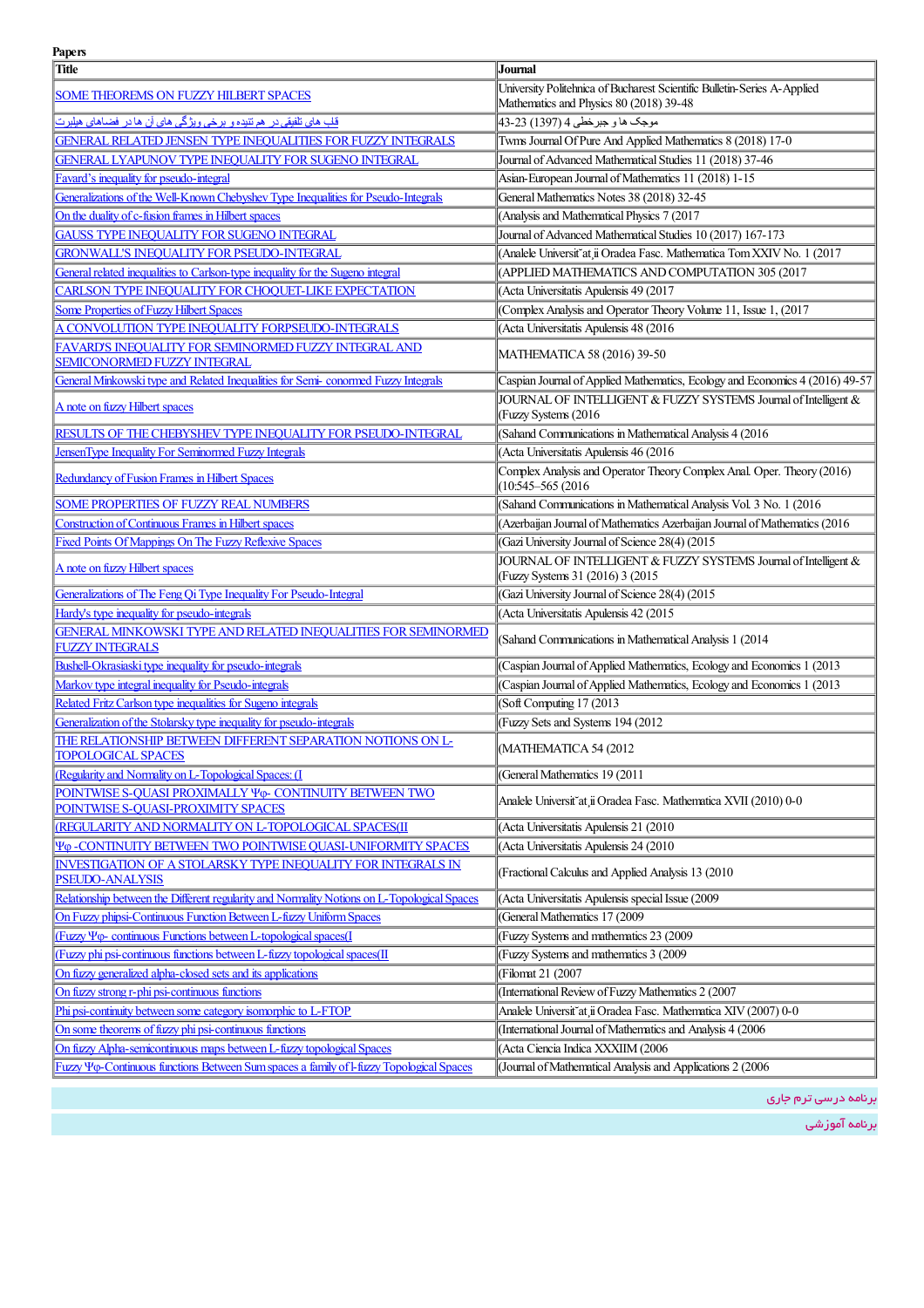**Papers**

| Title | Journal |
|---|---|
| SOME THEOREMS ON FUZZY HILBERT SPACES | University Politehnica of Bucharest Scientific Bulletin-Series A-Applied Mathematics and Physics 80 (2018) 39-48 |
| قاب های تلفیقی در هم تنیده و برخی ویژگی های آن ها در فضاهای هیلبرت | موجک ها و جبرخطی 4 (1397) 43-23 |
| GENERAL RELATED JENSEN TYPE INEQUALITIES FOR FUZZY INTEGRALS | Twms Journal Of Pure And Applied Mathematics 8 (2018) 17-0 |
| GENERAL LYAPUNOV TYPE INEQUALITY FOR SUGENO INTEGRAL | Journal of Advanced Mathematical Studies 11 (2018) 37-46 |
| Favard's inequality for pseudo-integral | Asian-European Journal of Mathematics 11 (2018) 1-15 |
| Generalizations of the Well-Known Chebyshev Type Inequalities for Pseudo-Integrals | General Mathematics Notes 38 (2018) 32-45 |
| On the duality of c-fusion frames in Hilbert spaces | (Analysis and Mathematical Physics 7 (2017 |
| GAUSS TYPE INEQUALITY FOR SUGENO INTEGRAL | Journal of Advanced Mathematical Studies 10 (2017) 167-173 |
| GRONWALL'S INEQUALITY FOR PSEUDO-INTEGRAL | (Analele Universit˘at¸ii Oradea Fasc. Mathematica Tom XXIV No. 1 (2017 |
| General related inequalities to Carlson-type inequality for the Sugeno integral | (APPLIED MATHEMATICS AND COMPUTATION 305 (2017 |
| CARLSON TYPE INEQUALITY FOR CHOQUET-LIKE EXPECTATION | (Acta Universitatis Apulensis 49 (2017 |
| Some Properties of Fuzzy Hilbert Spaces | (Complex Analysis and Operator Theory Volume 11, Issue 1, (2017 |
| A CONVOLUTION TYPE INEQUALITY FORPSEUDO-INTEGRALS | (Acta Universitatis Apulensis 48 (2016 |
| FAVARD'S INEQUALITY FOR SEMINORMED FUZZY INTEGRAL AND SEMICONORMED FUZZY INTEGRAL | MATHEMATICA 58 (2016) 39-50 |
| General Minkowski type and Related Inequalities for Semi- conormed Fuzzy Integrals | Caspian Journal of Applied Mathematics, Ecology and Economics 4 (2016) 49-57 |
| A note on fuzzy Hilbert spaces | JOURNAL OF INTELLIGENT & FUZZY SYSTEMS Journal of Intelligent & (Fuzzy Systems (2016 |
| RESULTS OF THE CHEBYSHEV TYPE INEQUALITY FOR PSEUDO-INTEGRAL | (Sahand Communications in Mathematical Analysis 4 (2016 |
| JensenType Inequality For Seminormed Fuzzy Integrals | (Acta Universitatis Apulensis 46 (2016 |
| Redundancy of Fusion Frames in Hilbert Spaces | Complex Analysis and Operator Theory Complex Anal. Oper. Theory (2016) (10:545–565 (2016 |
| SOME PROPERTIES OF FUZZY REAL NUMBERS | (Sahand Communications in Mathematical Analysis Vol. 3 No. 1 (2016 |
| Construction of Continuous Frames in Hilbert spaces | (Azerbaijan Journal of Mathematics Azerbaijan Journal of Mathematics (2016 |
| Fixed Points Of Mappings On The Fuzzy Reflexive Spaces | (Gazi University Journal of Science 28(4) (2015 |
| A note on fuzzy Hilbert spaces | JOURNAL OF INTELLIGENT & FUZZY SYSTEMS Journal of Intelligent & (Fuzzy Systems 31 (2016) 3 (2015 |
| Generalizations of The Feng Qi Type Inequality For Pseudo-Integral | (Gazi University Journal of Science 28(4) (2015 |
| Hardy's type inequality for pseudo-integrals | (Acta Universitatis Apulensis 42 (2015 |
| GENERAL MINKOWSKI TYPE AND RELATED INEQUALITIES FOR SEMINORMED FUZZY INTEGRALS | (Sahand Communications in Mathematical Analysis 1 (2014 |
| Bushell-Okrasiaski type inequality for pseudo-integrals | (Caspian Journal of Applied Mathematics, Ecology and Economics 1 (2013 |
| Markov type integral inequality for Pseudo-integrals | (Caspian Journal of Applied Mathematics, Ecology and Economics 1 (2013 |
| Related Fritz Carlson type inequalities for Sugeno integrals | (Soft Computing 17 (2013 |
| Generalization of the Stolarsky type inequality for pseudo-integrals | (Fuzzy Sets and Systems 194 (2012 |
| THE RELATIONSHIP BETWEEN DIFFERENT SEPARATION NOTIONS ON L-TOPOLOGICAL SPACES | (MATHEMATICA 54 (2012 |
| (Regularity and Nomality on L-Topological Spaces: (I | (General Mathematics 19 (2011 |
| POINTWISE S-QUASI PROXIMALLY Ψφ- CONTINUITY BETWEEN TWO POINTWISE S-QUASI-PROXIMITY SPACES | Analele Universit˘at¸ii Oradea Fasc. Mathematica XVII (2010) 0-0 |
| (REGULARITY AND NORMALITY ON L-TOPOLOGICAL SPACES(II | (Acta Universitatis Apulensis 21 (2010 |
| Ψφ -CONTINUITY BETWEEN TWO POINTWISE QUASI-UNIFORMITY SPACES | (Acta Universitatis Apulensis 24 (2010 |
| INVESTIGATION OF A STOLARSKY TYPE INEQUALITY FOR INTEGRALS IN PSEUDO-ANALYSIS | (Fractional Calculus and Applied Analysis 13 (2010 |
| Relationship between the Different regularity and Normality Notions on L-Topological Spaces | (Acta Universitatis Apulensis special Issue (2009 |
| On Fuzzy phipsi-Continuous Function Between L-fuzzy Uniform Spaces | (General Mathematics 17 (2009 |
| (Fuzzy Ψφ- continuous Functions between L-topological spaces(I | (Fuzzy Systems and mathematics 23 (2009 |
| (Fuzzy phi psi-continuous functions between L-fuzzy topological spaces(II | (Fuzzy Systems and mathematics 3 (2009 |
| On fuzzy generalized alpha-closed sets and its applications | (Filomat 21 (2007 |
| On fuzzy strong r-phi psi-continuous functions | (International Review of Fuzzy Mathematics 2 (2007 |
| Phi psi-continuity between some category isomorphic to L-FTOP | Analele Universit˘at¸ii Oradea Fasc. Mathematica XIV (2007) 0-0 |
| On some theorems of fuzzy phi psi-continuous functions | (International Journal of Mathematics and Analysis 4 (2006 |
| On fuzzy Alpha-semicontinuous maps between L-fuzzy topological Spaces | (Acta Ciencia Indica XXXIIM (2006 |
| Fuzzy Ψφ-Continuous functions Between Sum spaces a family of I-fuzzy Topological Spaces | (Journal of Mathematical Analysis and Applications 2 (2006 |

برنامه درسی ترم جاری

برنامه آموزشی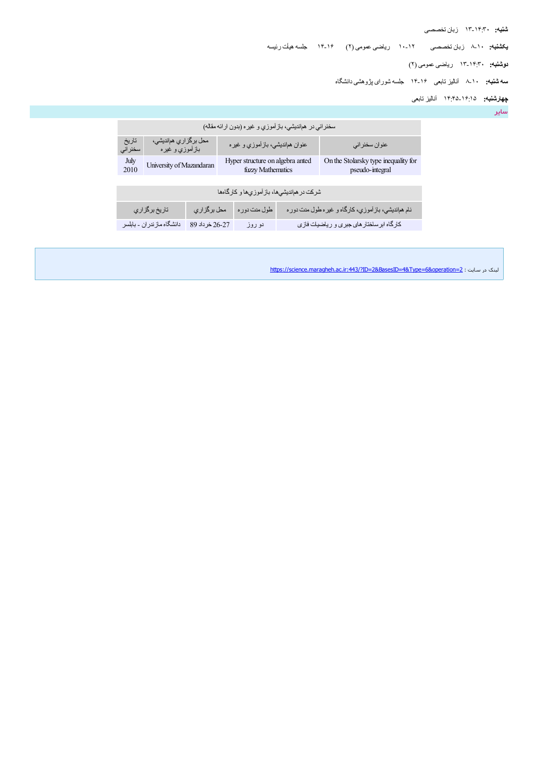**شنبه:** ۱۳-۱۴:۳۰ زبان تخصصی

**یکشنبه:** ۸-۱۰ زبان تخصصی ۱۰-۱۲ ریاضی عمومی (۲) ۱۴-۱۶ جلسه هیئت رئیسه

**دوشنبه:** ۱۳-۱۴:۳۰ ریاضی عمومی (۲)

**سه شنبه:** ۸-۱۰ آنالیز تابعی ۱۴-۱۶ جلسه شورای پژوهشی دانشگاه

**چهارشنبه:** ۱۴:۴۵-۱۶:۱۵ آنالیز تابعی

## سایر

سخنراني در همانديشي، بازآموزي و غيره (بدون ارائه مقاله)

| عنوان سخنراني | عنوان همانديشي، بازآموزي و غيره | محل برگزاري همانديشي، بازآموزي و غيره | تاريخ سخنراني |
|---|---|---|---|
| On the Stolarsky type inequality for pseudo-integral | Hyper structure on algebra anted fuzzy Mathematics | University of Mazandaran | July 2010 |

شركت در همانديشي‌ها، بازآموزي‌ها و كارگاهها

| نام همانديشي، بازآموزي، كارگاه و غيره طول مدت دوره | طول مدت دوره | محل برگزاري | تاريخ برگزاري |
|---|---|---|---|
| کارگاه ابرساختارهای جبری و ریاضیات فازی | دو روز | 26-27 خرداد 89 | دانشگاه مازندران - بابلسر |

لینک در سایت : https://science.maragheh.ac.ir:443/?ID=2&BasesID=4&Type=6&operation=2